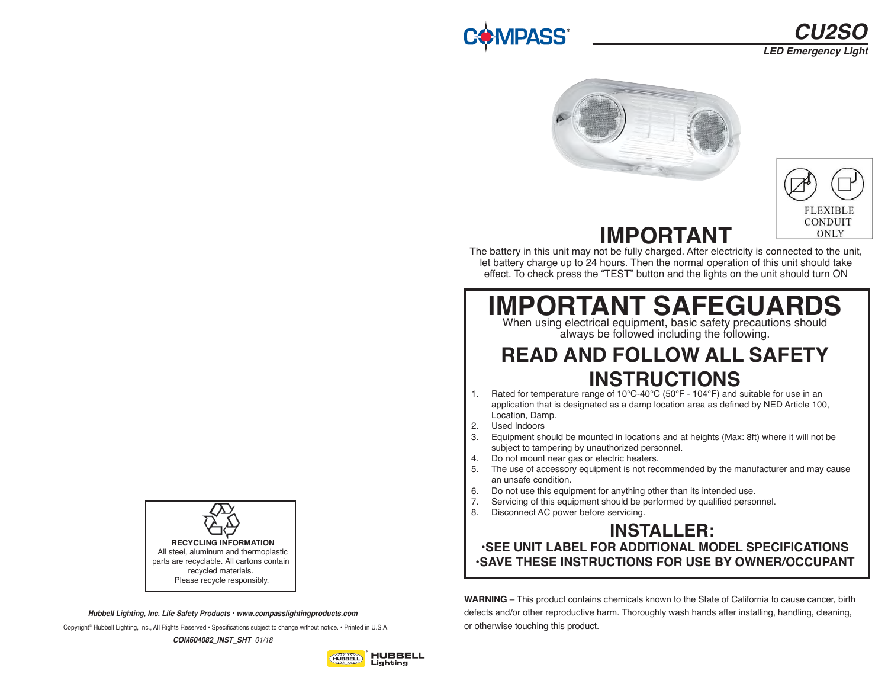COMPASS®

# CU2SO

*LED Emergency Light*

FLEXIBLE CONDUIT ONLY

# IMPORTANT

The battery in this unit may not be fully charged. After electricity is connected to the unit, let battery charge up to 24 hours. Then the normal operation of this unit should take effect. To check press the "TEST" button and the lights on the unit should turn ON

# IMPORTANT SAFEGUARDS

When using electrical equipment, basic safety precautions should always be followed including the following.

## READ AND FOLLOW ALL SAFETY INSTRUCTIONS

1. Rated for temperature range of 10°C-40°C (50°F - 104°F) and suitable for use in an application that is designated as a damp location area as defined by NED Article 100, Location, Damp.
2. Used Indoors
3. Equipment should be mounted in locations and at heights (Max: 8ft) where it will not be subject to tampering by unauthorized personnel.
4. Do not mount near gas or electric heaters.
5. The use of accessory equipment is not recommended by the manufacturer and may cause an unsafe condition.
6. Do not use this equipment for anything other than its intended use.
7. Servicing of this equipment should be performed by qualified personnel.
8. Disconnect AC power before servicing.

## INSTALLER:

**•SEE UNIT LABEL FOR ADDITIONAL MODEL SPECIFICATIONS**
**•SAVE THESE INSTRUCTIONS FOR USE BY OWNER/OCCUPANT**

**WARNING** – This product contains chemicals known to the State of California to cause cancer, birth defects and/or other reproductive harm. Thoroughly wash hands after installing, handling, cleaning, or otherwise touching this product.

**RECYCLING INFORMATION**
All steel, aluminum and thermoplastic parts are recyclable. All cartons contain recycled materials.
Please recycle responsibly.

***Hubbell Lighting, Inc. Life Safety Products • www.compasslightingproducts.com***

Copyright® Hubbell Lighting, Inc., All Rights Reserved • Specifications subject to change without notice. • Printed in U.S.A.

***COM604082_INST_SHT*** *01/18*

HUBBELL Lighting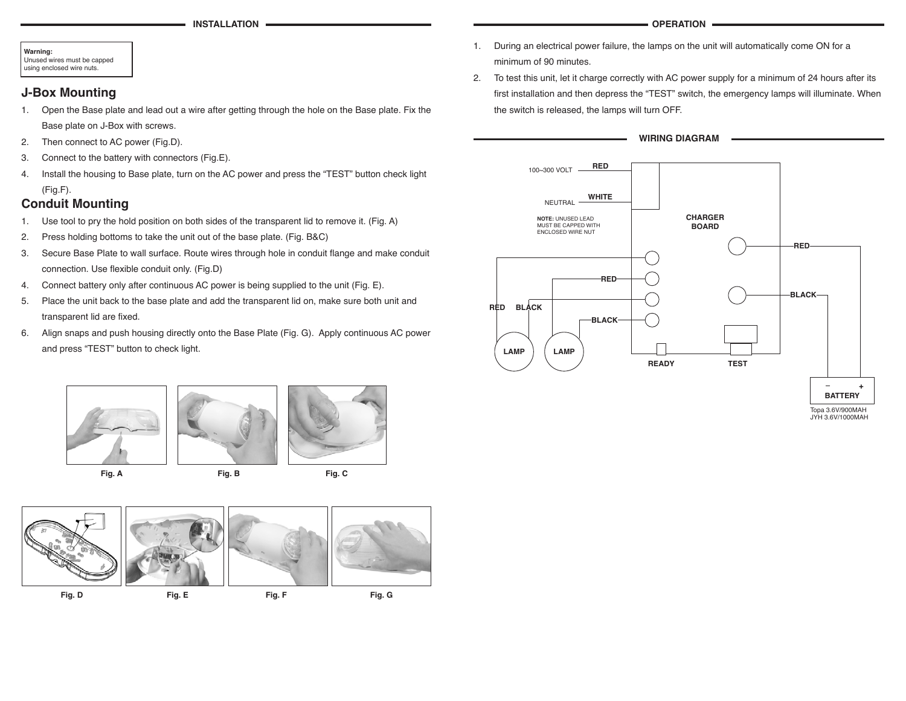## INSTALLATION

**Warning:**
Unused wires must be capped using enclosed wire nuts.

### J-Box Mounting

1. Open the Base plate and lead out a wire after getting through the hole on the Base plate. Fix the Base plate on J-Box with screws.
2. Then connect to AC power (Fig.D).
3. Connect to the battery with connectors (Fig.E).
4. Install the housing to Base plate, turn on the AC power and press the "TEST" button check light (Fig.F).

### Conduit Mounting

1. Use tool to pry the hold position on both sides of the transparent lid to remove it. (Fig. A)
2. Press holding bottoms to take the unit out of the base plate. (Fig. B&C)
3. Secure Base Plate to wall surface. Route wires through hole in conduit flange and make conduit connection. Use flexible conduit only. (Fig.D)
4. Connect battery only after continuous AC power is being supplied to the unit (Fig. E).
5. Place the unit back to the base plate and add the transparent lid on, make sure both unit and transparent lid are fixed.
6. Align snaps and push housing directly onto the Base Plate (Fig. G). Apply continuous AC power and press "TEST" button to check light.

Fig. A

Fig. B

Fig. C

Fig. D

Fig. E

Fig. F

Fig. G

## OPERATION

1. During an electrical power failure, the lamps on the unit will automatically come ON for a minimum of 90 minutes.
2. To test this unit, let it charge correctly with AC power supply for a minimum of 24 hours after its first installation and then depress the "TEST" switch, the emergency lamps will illuminate. When the switch is released, the lamps will turn OFF.

## WIRING DIAGRAM

100~300 VOLT
RED
NEUTRAL
WHITE
**NOTE:** UNUSED LEAD MUST BE CAPPED WITH ENCLOSED WIRE NUT
CHARGER BOARD
RED
BLACK
RED
BLACK
RED
BLACK
LAMP
LAMP
READY
TEST
BATTERY
Topa 3.6V/900MAH
JYH 3.6V/1000MAH